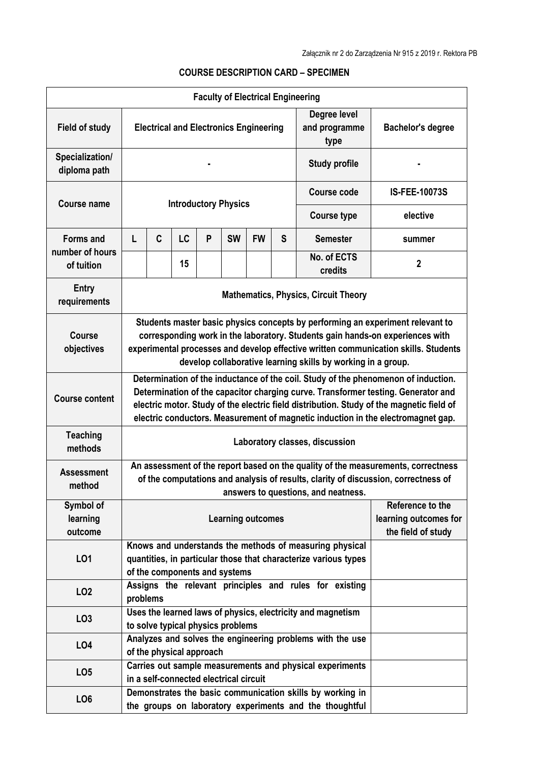Załącznik nr 2 do Zarządzenia Nr 915 z 2019 r. Rektora PB

## COURSE DESCRIPTION CARD – SPECIMEN

| Faculty of Electrical Engineering | | | | | | | | | |
|---|---|---|---|---|---|---|---|---|---|
| **Field of study** | **Electrical and Electronics Engineering** | | | | | | | **Degree level and programme type** | **Bachelor's degree** |
| **Specialization/ diploma path** | **-** | | | | | | | **Study profile** | **-** |
| **Course name** | **Introductory Physics** | | | | | | | **Course code** | **IS-FEE-10073S** |
| | | | | | | | | **Course type** | **elective** |
| **Forms and number of hours of tuition** | **L** | **C** | **LC** | **P** | **SW** | **FW** | **S** | **Semester** | **summer** |
| | | | **15** | | | | | **No. of ECTS credits** | **2** |
| **Entry requirements** | **Mathematics, Physics, Circuit Theory** | | | | | | | | |
| **Course objectives** | **Students master basic physics concepts by performing an experiment relevant to corresponding work in the laboratory. Students gain hands-on experiences with experimental processes and develop effective written communication skills. Students develop collaborative learning skills by working in a group.** | | | | | | | | |
| **Course content** | **Determination of the inductance of the coil. Study of the phenomenon of induction. Determination of the capacitor charging curve. Transformer testing. Generator and electric motor. Study of the electric field distribution. Study of the magnetic field of electric conductors. Measurement of magnetic induction in the electromagnet gap.** | | | | | | | | |
| **Teaching methods** | **Laboratory classes, discussion** | | | | | | | | |
| **Assessment method** | **An assessment of the report based on the quality of the measurements, correctness of the computations and analysis of results, clarity of discussion, correctness of answers to questions, and neatness.** | | | | | | | | |
| **Symbol of learning outcome** | **Learning outcomes** | | | | | | | | **Reference to the learning outcomes for the field of study** |
| **LO1** | **Knows and understands the methods of measuring physical quantities, in particular those that characterize various types of the components and systems** | | | | | | | | |
| **LO2** | **Assigns the relevant principles and rules for existing problems** | | | | | | | | |
| **LO3** | **Uses the learned laws of physics, electricity and magnetism to solve typical physics problems** | | | | | | | | |
| **LO4** | **Analyzes and solves the engineering problems with the use of the physical approach** | | | | | | | | |
| **LO5** | **Carries out sample measurements and physical experiments in a self-connected electrical circuit** | | | | | | | | |
| **LO6** | **Demonstrates the basic communication skills by working in the groups on laboratory experiments and the thoughtful** | | | | | | | | |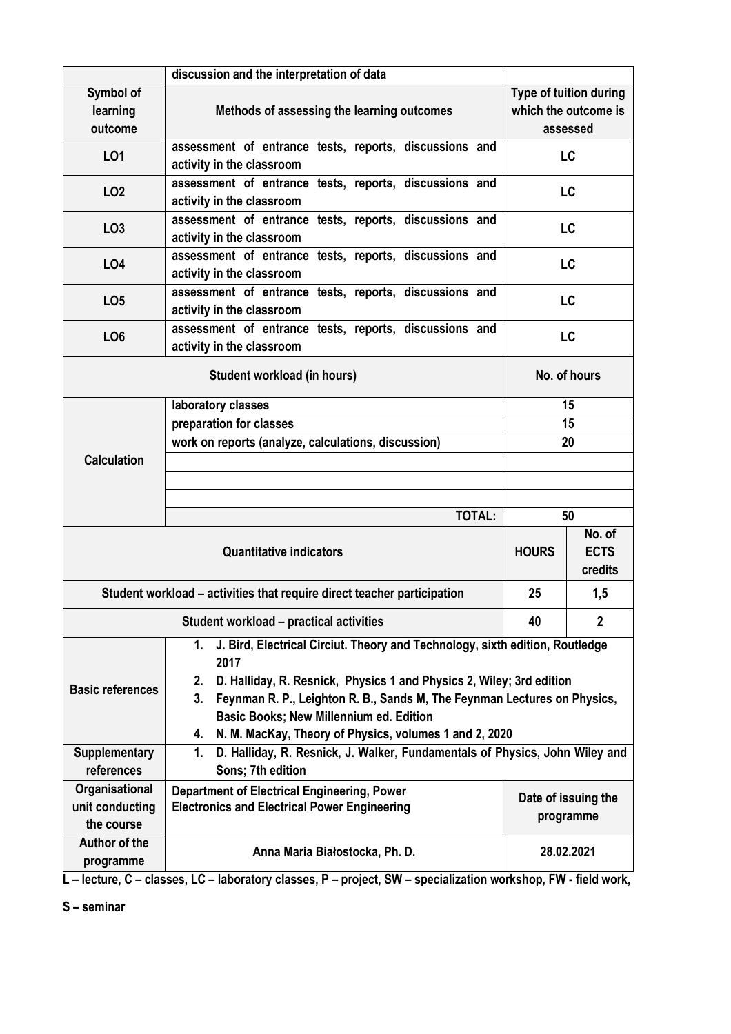| | | |
|---|---|---|
| | discussion and the interpretation of data | |
| **Symbol of learning outcome** | **Methods of assessing the learning outcomes** | **Type of tuition during which the outcome is assessed** |
| **LO1** | assessment of entrance tests, reports, discussions and activity in the classroom | LC |
| **LO2** | assessment of entrance tests, reports, discussions and activity in the classroom | LC |
| **LO3** | assessment of entrance tests, reports, discussions and activity in the classroom | LC |
| **LO4** | assessment of entrance tests, reports, discussions and activity in the classroom | LC |
| **LO5** | assessment of entrance tests, reports, discussions and activity in the classroom | LC |
| **LO6** | assessment of entrance tests, reports, discussions and activity in the classroom | LC |

| | | |
|---|---|---|
| **Student workload (in hours)** | | **No. of hours** |
| **Calculation** | laboratory classes | 15 |
| | preparation for classes | 15 |
| | work on reports (analyze, calculations, discussion) | 20 |
| | | |
| | | |
| | | |
| | **TOTAL:** | 50 |

| | | |
|---|---|---|
| **Quantitative indicators** | **HOURS** | **No. of ECTS credits** |
| Student workload – activities that require direct teacher participation | 25 | 1,5 |
| Student workload – practical activities | 40 | 2 |

| | | |
|---|---|---|
| **Basic references** | 1. J. Bird, Electrical Circiut. Theory and Technology, sixth edition, Routledge 2017<br>2. D. Halliday, R. Resnick, Physics 1 and Physics 2, Wiley; 3rd edition<br>3. Feynman R. P., Leighton R. B., Sands M, The Feynman Lectures on Physics, Basic Books; New Millennium ed. Edition<br>4. N. M. MacKay, Theory of Physics, volumes 1 and 2, 2020 | |
| **Supplementary references** | 1. D. Halliday, R. Resnick, J. Walker, Fundamentals of Physics, John Wiley and Sons; 7th edition | |
| **Organisational unit conducting the course** | Department of Electrical Engineering, Power Electronics and Electrical Power Engineering | **Date of issuing the programme** |
| **Author of the programme** | Anna Maria Białostocka, Ph. D. | 28.02.2021 |

**L – lecture, C – classes, LC – laboratory classes, P – project, SW – specialization workshop, FW - field work, S – seminar**